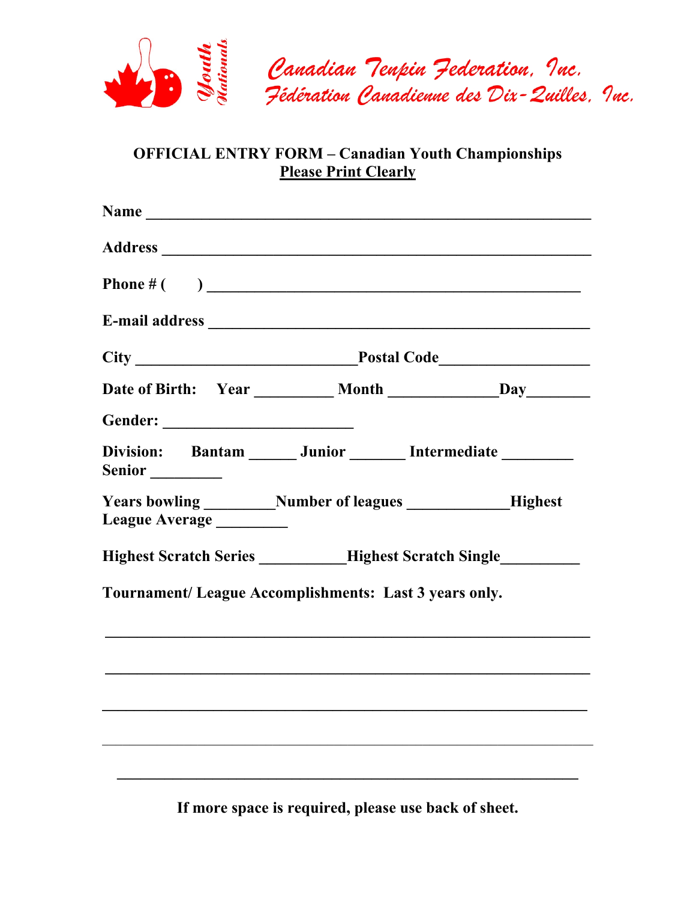Youth Nationals

Canadian Tenpin Federation, Inc.
Fédération Canadienne des Dix-Quilles, Inc.

**OFFICIAL ENTRY FORM – Canadian Youth Championships**
**Please Print Clearly**

**Name** ____________________________________________________________

**Address** __________________________________________________________

**Phone # (      )** _________________________________________________

**E-mail address** ___________________________________________________

**City** _____________________________**Postal Code**___________________

**Date of Birth:** **Year** __________ **Month** ______________**Day**________

**Gender:** ________________________

**Division:** **Bantam** ______ **Junior** _______ **Intermediate** _________
**Senior** _________

**Years bowling** _________**Number of leagues** _____________**Highest League Average** _________

**Highest Scratch Series** ___________**Highest Scratch Single**__________

**Tournament/ League Accomplishments: Last 3 years only.**

______________________________________________________________

______________________________________________________________

______________________________________________________________

______________________________________________________________

______________________________________________________________

**If more space is required, please use back of sheet.**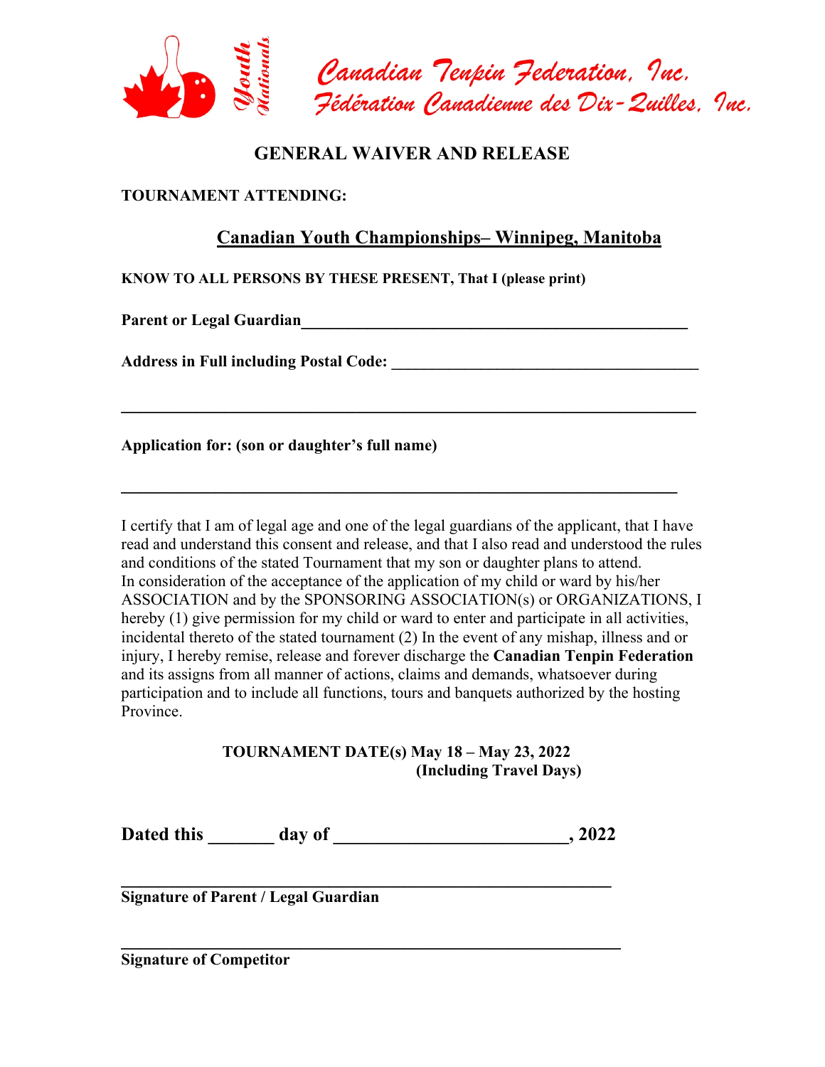Canadian Tenpin Federation, Inc.
Fédération Canadienne des Dix-Quilles, Inc.

# GENERAL WAIVER AND RELEASE

**TOURNAMENT ATTENDING:**

## Canadian Youth Championships– Winnipeg, Manitoba

**KNOW TO ALL PERSONS BY THESE PRESENT, That I (please print)**

**Parent or Legal Guardian**\_\_\_\_\_\_\_\_\_\_\_\_\_\_\_\_\_\_\_\_\_\_\_\_\_\_\_\_\_\_\_\_\_\_\_\_\_\_\_\_\_\_\_\_\_\_

**Address in Full including Postal Code:** \_\_\_\_\_\_\_\_\_\_\_\_\_\_\_\_\_\_\_\_\_\_\_\_\_\_\_\_\_\_\_\_\_\_\_\_\_\_

\_\_\_\_\_\_\_\_\_\_\_\_\_\_\_\_\_\_\_\_\_\_\_\_\_\_\_\_\_\_\_\_\_\_\_\_\_\_\_\_\_\_\_\_\_\_\_\_\_\_\_\_\_\_\_\_\_\_\_\_\_\_\_\_\_\_\_\_\_\_

**Application for: (son or daughter's full name)**

\_\_\_\_\_\_\_\_\_\_\_\_\_\_\_\_\_\_\_\_\_\_\_\_\_\_\_\_\_\_\_\_\_\_\_\_\_\_\_\_\_\_\_\_\_\_\_\_\_\_\_\_\_\_\_\_\_\_\_\_\_\_\_\_\_\_\_\_

I certify that I am of legal age and one of the legal guardians of the applicant, that I have read and understand this consent and release, and that I also read and understood the rules and conditions of the stated Tournament that my son or daughter plans to attend. In consideration of the acceptance of the application of my child or ward by his/her ASSOCIATION and by the SPONSORING ASSOCIATION(s) or ORGANIZATIONS, I hereby (1) give permission for my child or ward to enter and participate in all activities, incidental thereto of the stated tournament (2) In the event of any mishap, illness and or injury, I hereby remise, release and forever discharge the **Canadian Tenpin Federation** and its assigns from all manner of actions, claims and demands, whatsoever during participation and to include all functions, tours and banquets authorized by the hosting Province.

**TOURNAMENT DATE(s) May 18 – May 23, 2022**
**(Including Travel Days)**

**Dated this \_\_\_\_\_\_\_ day of \_\_\_\_\_\_\_\_\_\_\_\_\_\_\_\_\_\_\_\_\_\_\_\_\_\_, 2022**

\_\_\_\_\_\_\_\_\_\_\_\_\_\_\_\_\_\_\_\_\_\_\_\_\_\_\_\_\_\_\_\_\_\_\_\_\_\_\_\_\_\_\_\_\_\_\_\_\_\_\_\_\_\_\_\_\_\_
**Signature of Parent / Legal Guardian**

\_\_\_\_\_\_\_\_\_\_\_\_\_\_\_\_\_\_\_\_\_\_\_\_\_\_\_\_\_\_\_\_\_\_\_\_\_\_\_\_\_\_\_\_\_\_\_\_\_\_\_\_\_\_\_\_\_\_
**Signature of Competitor**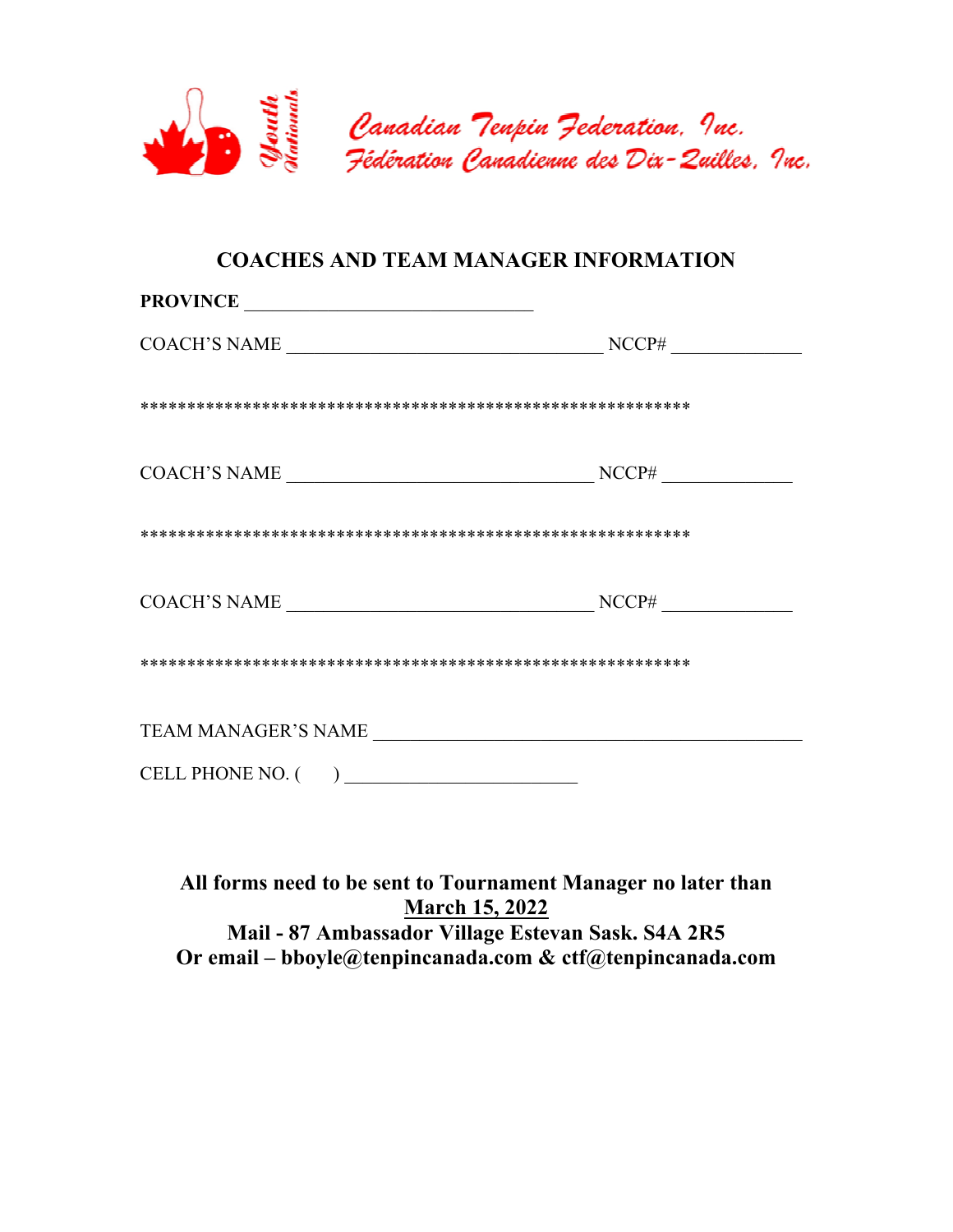Canadian Tenpin Federation, Inc.
Fédération Canadienne des Dix-Quilles, Inc.

## COACHES AND TEAM MANAGER INFORMATION

**PROVINCE** ______________________________

COACH'S NAME _________________________________ NCCP# _____________

*********************************************************

COACH'S NAME ________________________________ NCCP# _____________

*********************************************************

COACH'S NAME ________________________________ NCCP# _____________

*********************************************************

TEAM MANAGER'S NAME ____________________________________________

CELL PHONE NO. (     ) ________________________

**All forms need to be sent to Tournament Manager no later than**
**<u>March 15, 2022</u>**
**Mail - 87 Ambassador Village Estevan Sask. S4A 2R5**
**Or email – bboyle@tenpincanada.com & ctf@tenpincanada.com**